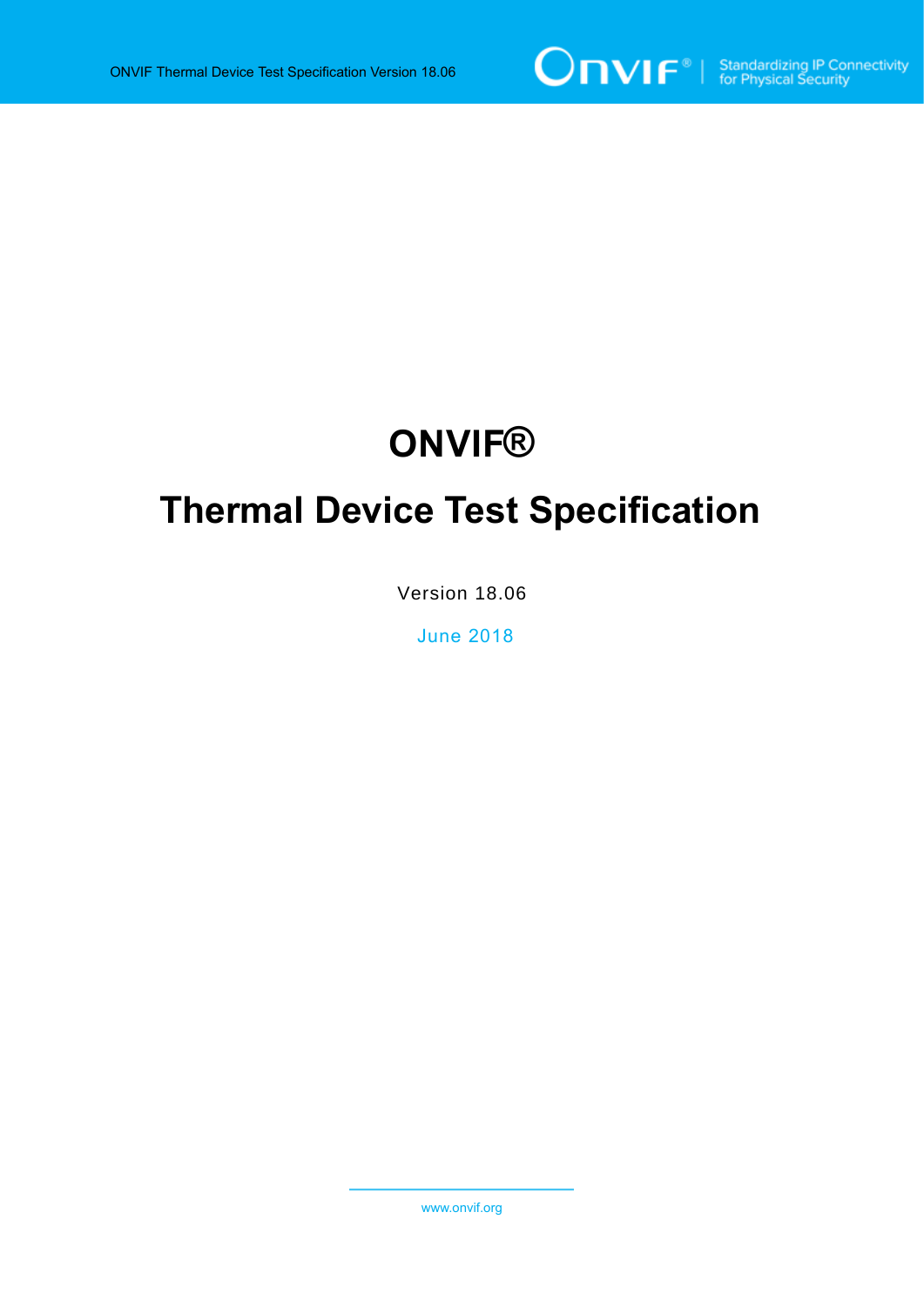# ONVIF®

# Thermal Device Test Specification

Version 18.06

June 2018

www.onvif.org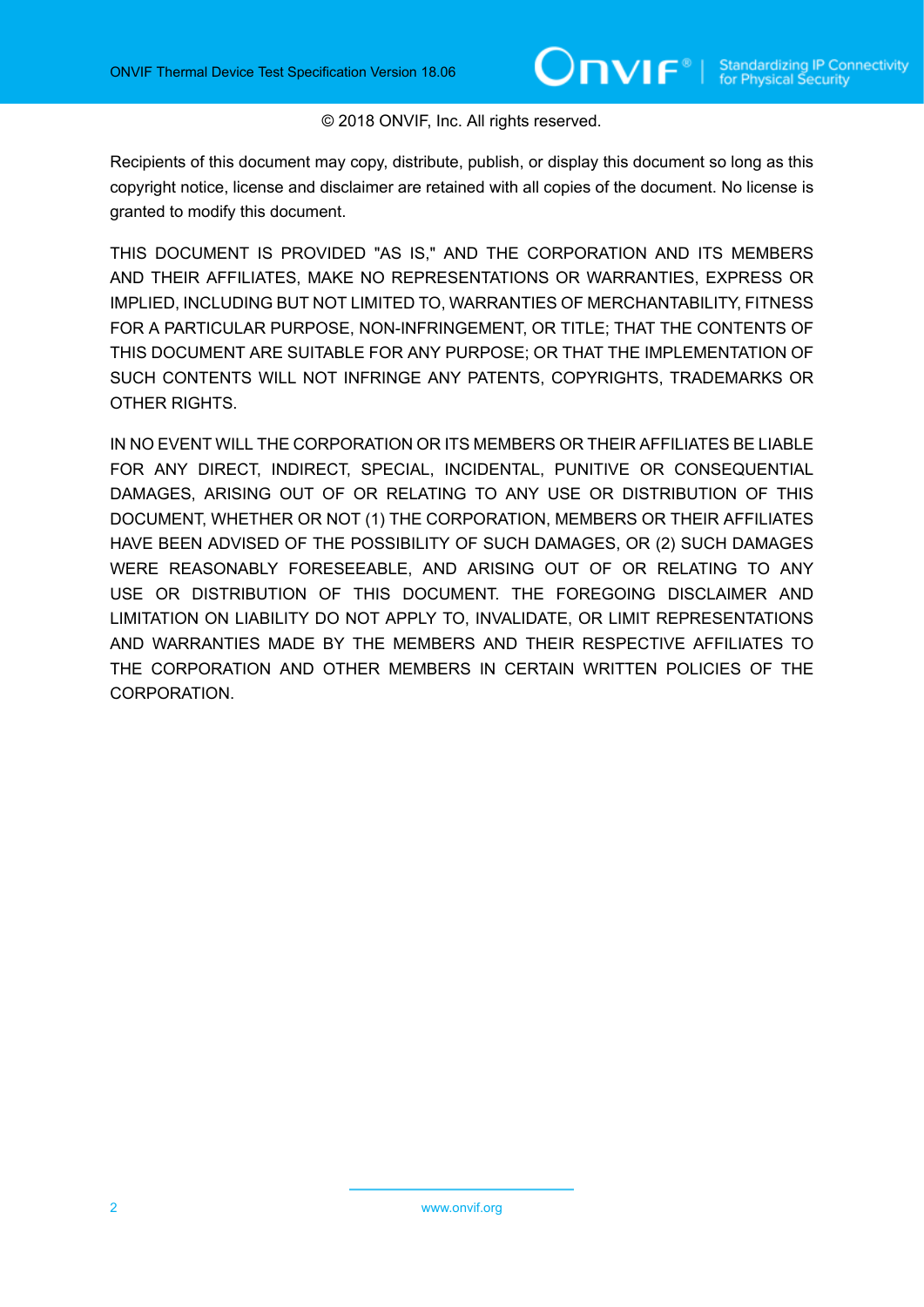© 2018 ONVIF, Inc. All rights reserved.

Recipients of this document may copy, distribute, publish, or display this document so long as this copyright notice, license and disclaimer are retained with all copies of the document. No license is granted to modify this document.

THIS DOCUMENT IS PROVIDED "AS IS," AND THE CORPORATION AND ITS MEMBERS AND THEIR AFFILIATES, MAKE NO REPRESENTATIONS OR WARRANTIES, EXPRESS OR IMPLIED, INCLUDING BUT NOT LIMITED TO, WARRANTIES OF MERCHANTABILITY, FITNESS FOR A PARTICULAR PURPOSE, NON-INFRINGEMENT, OR TITLE; THAT THE CONTENTS OF THIS DOCUMENT ARE SUITABLE FOR ANY PURPOSE; OR THAT THE IMPLEMENTATION OF SUCH CONTENTS WILL NOT INFRINGE ANY PATENTS, COPYRIGHTS, TRADEMARKS OR OTHER RIGHTS.

IN NO EVENT WILL THE CORPORATION OR ITS MEMBERS OR THEIR AFFILIATES BE LIABLE FOR ANY DIRECT, INDIRECT, SPECIAL, INCIDENTAL, PUNITIVE OR CONSEQUENTIAL DAMAGES, ARISING OUT OF OR RELATING TO ANY USE OR DISTRIBUTION OF THIS DOCUMENT, WHETHER OR NOT (1) THE CORPORATION, MEMBERS OR THEIR AFFILIATES HAVE BEEN ADVISED OF THE POSSIBILITY OF SUCH DAMAGES, OR (2) SUCH DAMAGES WERE REASONABLY FORESEEABLE, AND ARISING OUT OF OR RELATING TO ANY USE OR DISTRIBUTION OF THIS DOCUMENT. THE FOREGOING DISCLAIMER AND LIMITATION ON LIABILITY DO NOT APPLY TO, INVALIDATE, OR LIMIT REPRESENTATIONS AND WARRANTIES MADE BY THE MEMBERS AND THEIR RESPECTIVE AFFILIATES TO THE CORPORATION AND OTHER MEMBERS IN CERTAIN WRITTEN POLICIES OF THE CORPORATION.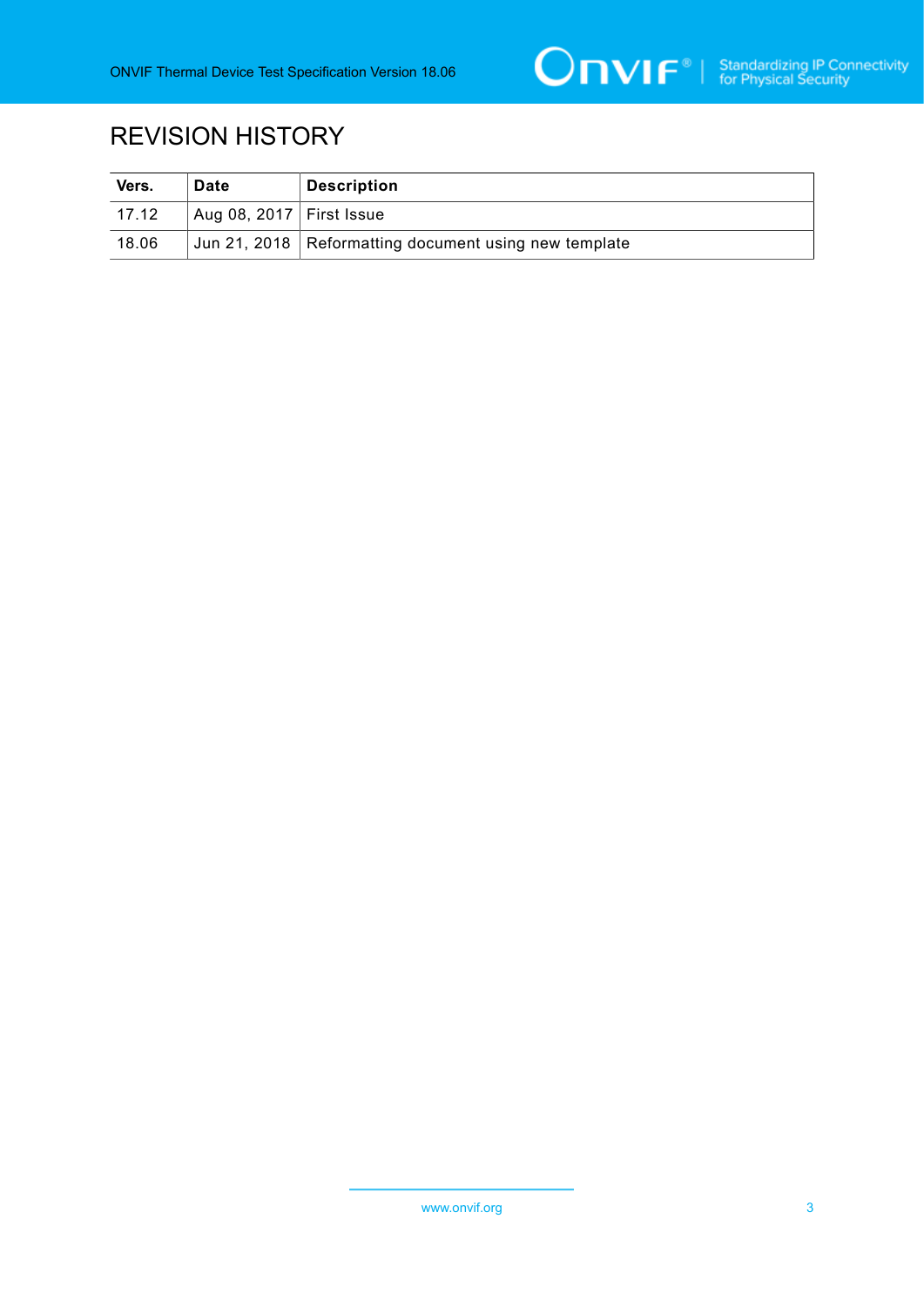# REVISION HISTORY

| Vers. | Date | Description |
|---|---|---|
| 17.12 | Aug 08, 2017 | First Issue |
| 18.06 | Jun 21, 2018 | Reformatting document using new template |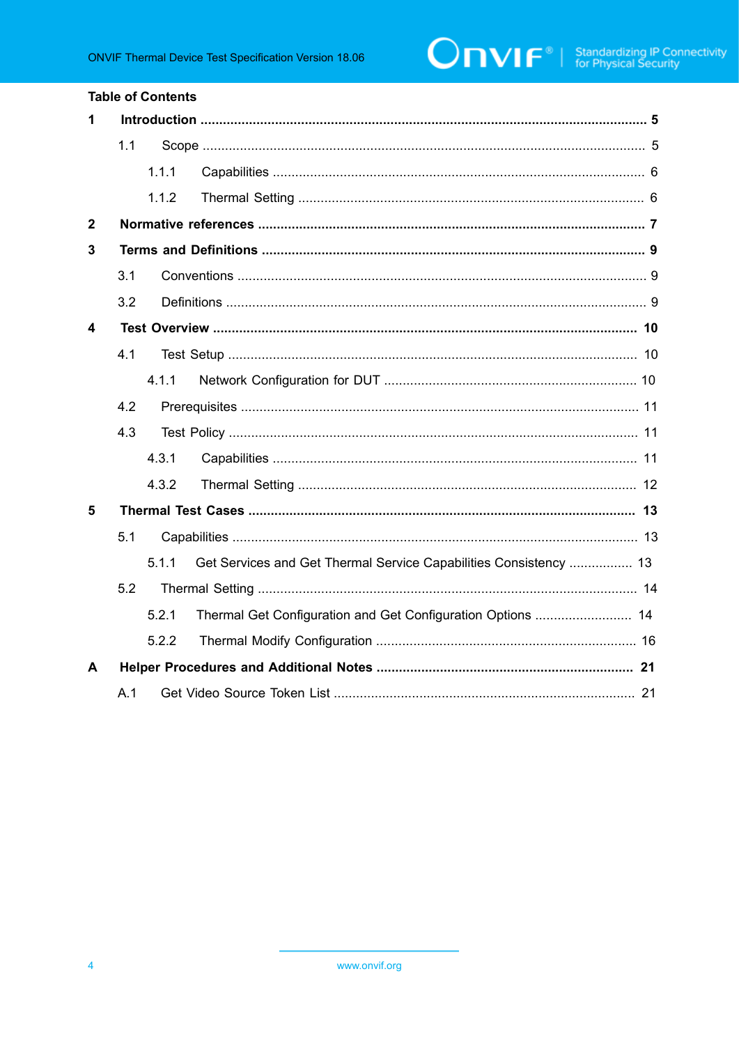## Table of Contents

**1 Introduction .......... 5**

1.1 Scope .......... 5

1.1.1 Capabilities .......... 6

1.1.2 Thermal Setting .......... 6

**2 Normative references .......... 7**

**3 Terms and Definitions .......... 9**

3.1 Conventions .......... 9

3.2 Definitions .......... 9

**4 Test Overview .......... 10**

4.1 Test Setup .......... 10

4.1.1 Network Configuration for DUT .......... 10

4.2 Prerequisites .......... 11

4.3 Test Policy .......... 11

4.3.1 Capabilities .......... 11

4.3.2 Thermal Setting .......... 12

**5 Thermal Test Cases .......... 13**

5.1 Capabilities .......... 13

5.1.1 Get Services and Get Thermal Service Capabilities Consistency .......... 13

5.2 Thermal Setting .......... 14

5.2.1 Thermal Get Configuration and Get Configuration Options .......... 14

5.2.2 Thermal Modify Configuration .......... 16

**A Helper Procedures and Additional Notes .......... 21**

A.1 Get Video Source Token List .......... 21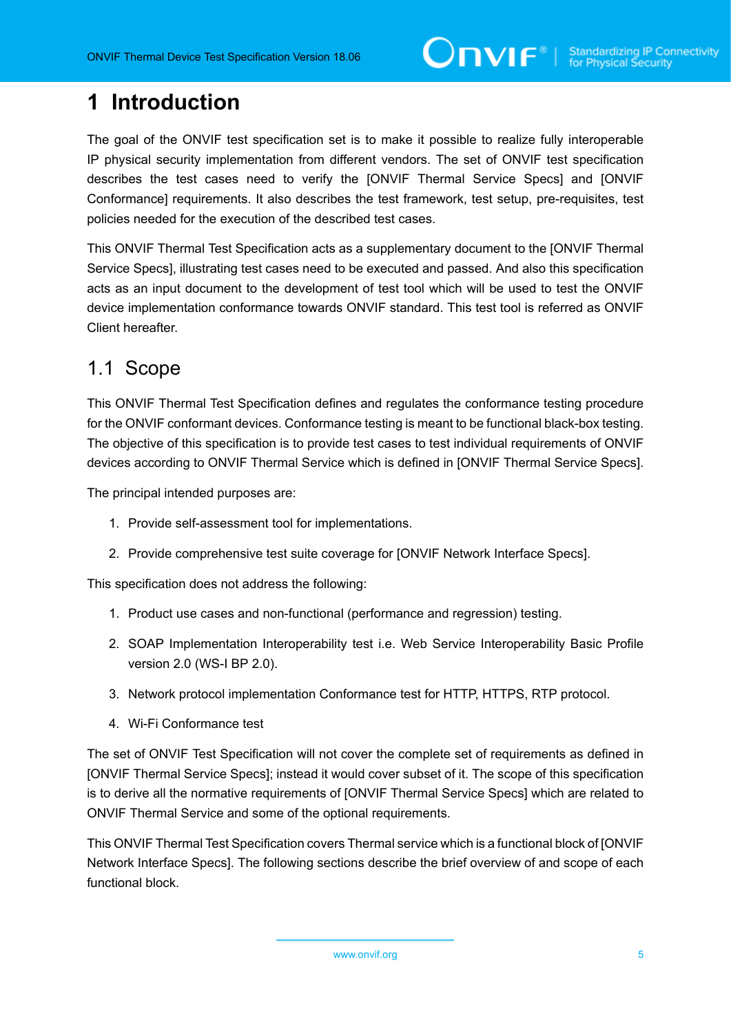# 1 Introduction

The goal of the ONVIF test specification set is to make it possible to realize fully interoperable IP physical security implementation from different vendors. The set of ONVIF test specification describes the test cases need to verify the [ONVIF Thermal Service Specs] and [ONVIF Conformance] requirements. It also describes the test framework, test setup, pre-requisites, test policies needed for the execution of the described test cases.

This ONVIF Thermal Test Specification acts as a supplementary document to the [ONVIF Thermal Service Specs], illustrating test cases need to be executed and passed. And also this specification acts as an input document to the development of test tool which will be used to test the ONVIF device implementation conformance towards ONVIF standard. This test tool is referred as ONVIF Client hereafter.

## 1.1 Scope

This ONVIF Thermal Test Specification defines and regulates the conformance testing procedure for the ONVIF conformant devices. Conformance testing is meant to be functional black-box testing. The objective of this specification is to provide test cases to test individual requirements of ONVIF devices according to ONVIF Thermal Service which is defined in [ONVIF Thermal Service Specs].

The principal intended purposes are:

1. Provide self-assessment tool for implementations.
2. Provide comprehensive test suite coverage for [ONVIF Network Interface Specs].

This specification does not address the following:

1. Product use cases and non-functional (performance and regression) testing.
2. SOAP Implementation Interoperability test i.e. Web Service Interoperability Basic Profile version 2.0 (WS-I BP 2.0).
3. Network protocol implementation Conformance test for HTTP, HTTPS, RTP protocol.
4. Wi-Fi Conformance test

The set of ONVIF Test Specification will not cover the complete set of requirements as defined in [ONVIF Thermal Service Specs]; instead it would cover subset of it. The scope of this specification is to derive all the normative requirements of [ONVIF Thermal Service Specs] which are related to ONVIF Thermal Service and some of the optional requirements.

This ONVIF Thermal Test Specification covers Thermal service which is a functional block of [ONVIF Network Interface Specs]. The following sections describe the brief overview of and scope of each functional block.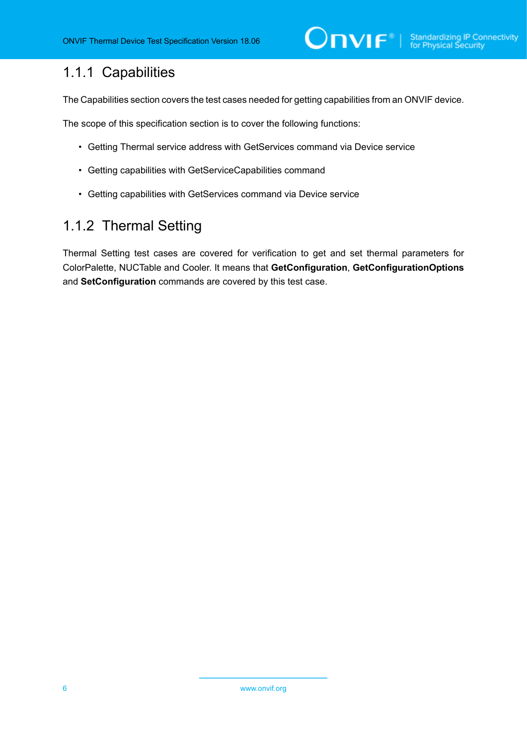### 1.1.1 Capabilities

The Capabilities section covers the test cases needed for getting capabilities from an ONVIF device.

The scope of this specification section is to cover the following functions:

- Getting Thermal service address with GetServices command via Device service
- Getting capabilities with GetServiceCapabilities command
- Getting capabilities with GetServices command via Device service

### 1.1.2 Thermal Setting

Thermal Setting test cases are covered for verification to get and set thermal parameters for ColorPalette, NUCTable and Cooler. It means that **GetConfiguration**, **GetConfigurationOptions** and **SetConfiguration** commands are covered by this test case.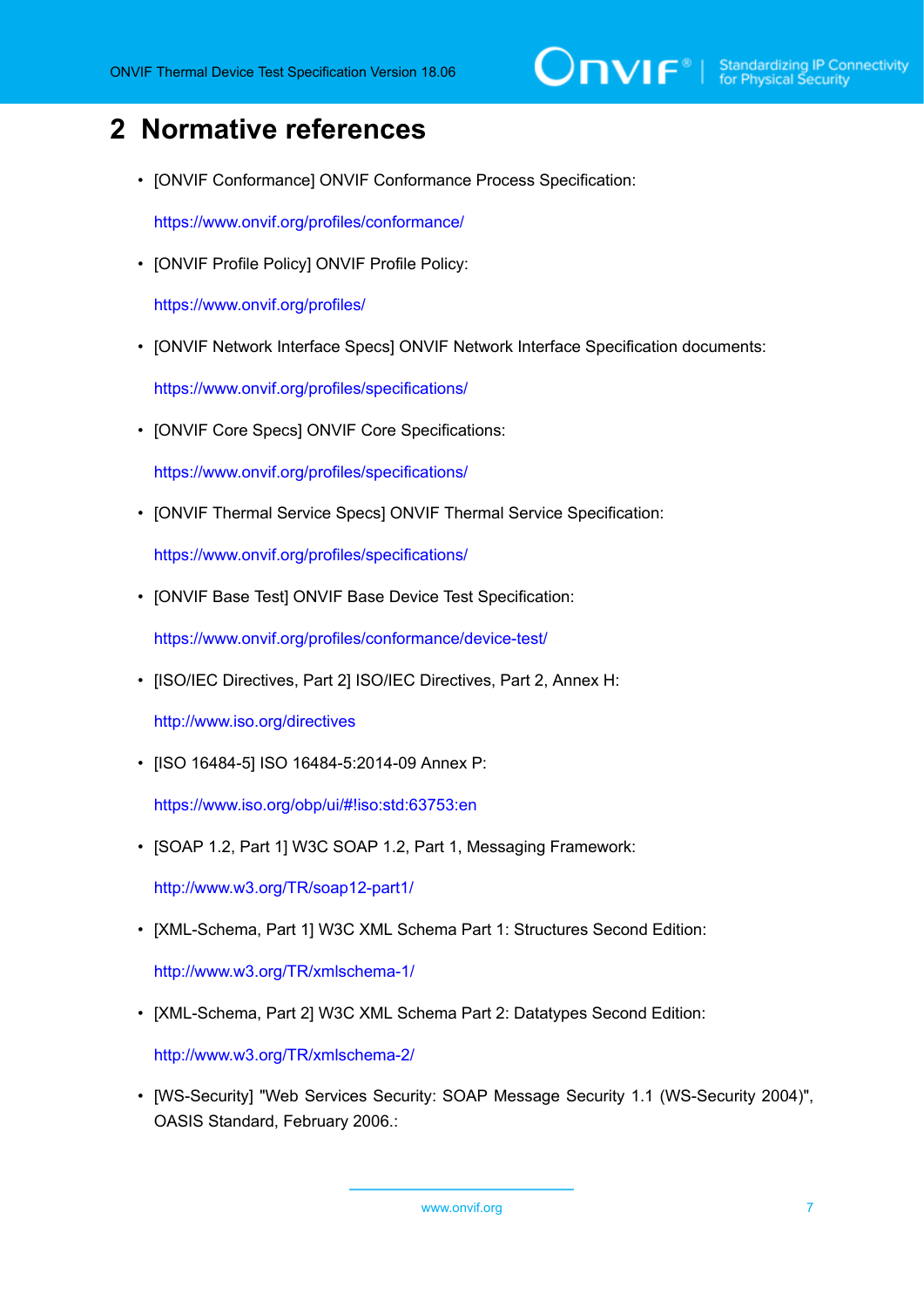# 2 Normative references

- [ONVIF Conformance] ONVIF Conformance Process Specification:

  https://www.onvif.org/profiles/conformance/

- [ONVIF Profile Policy] ONVIF Profile Policy:

  https://www.onvif.org/profiles/

- [ONVIF Network Interface Specs] ONVIF Network Interface Specification documents:

  https://www.onvif.org/profiles/specifications/

- [ONVIF Core Specs] ONVIF Core Specifications:

  https://www.onvif.org/profiles/specifications/

- [ONVIF Thermal Service Specs] ONVIF Thermal Service Specification:

  https://www.onvif.org/profiles/specifications/

- [ONVIF Base Test] ONVIF Base Device Test Specification:

  https://www.onvif.org/profiles/conformance/device-test/

- [ISO/IEC Directives, Part 2] ISO/IEC Directives, Part 2, Annex H:

  http://www.iso.org/directives

- [ISO 16484-5] ISO 16484-5:2014-09 Annex P:

  https://www.iso.org/obp/ui/#!iso:std:63753:en

- [SOAP 1.2, Part 1] W3C SOAP 1.2, Part 1, Messaging Framework:

  http://www.w3.org/TR/soap12-part1/

- [XML-Schema, Part 1] W3C XML Schema Part 1: Structures Second Edition:

  http://www.w3.org/TR/xmlschema-1/

- [XML-Schema, Part 2] W3C XML Schema Part 2: Datatypes Second Edition:

  http://www.w3.org/TR/xmlschema-2/

- [WS-Security] "Web Services Security: SOAP Message Security 1.1 (WS-Security 2004)", OASIS Standard, February 2006.: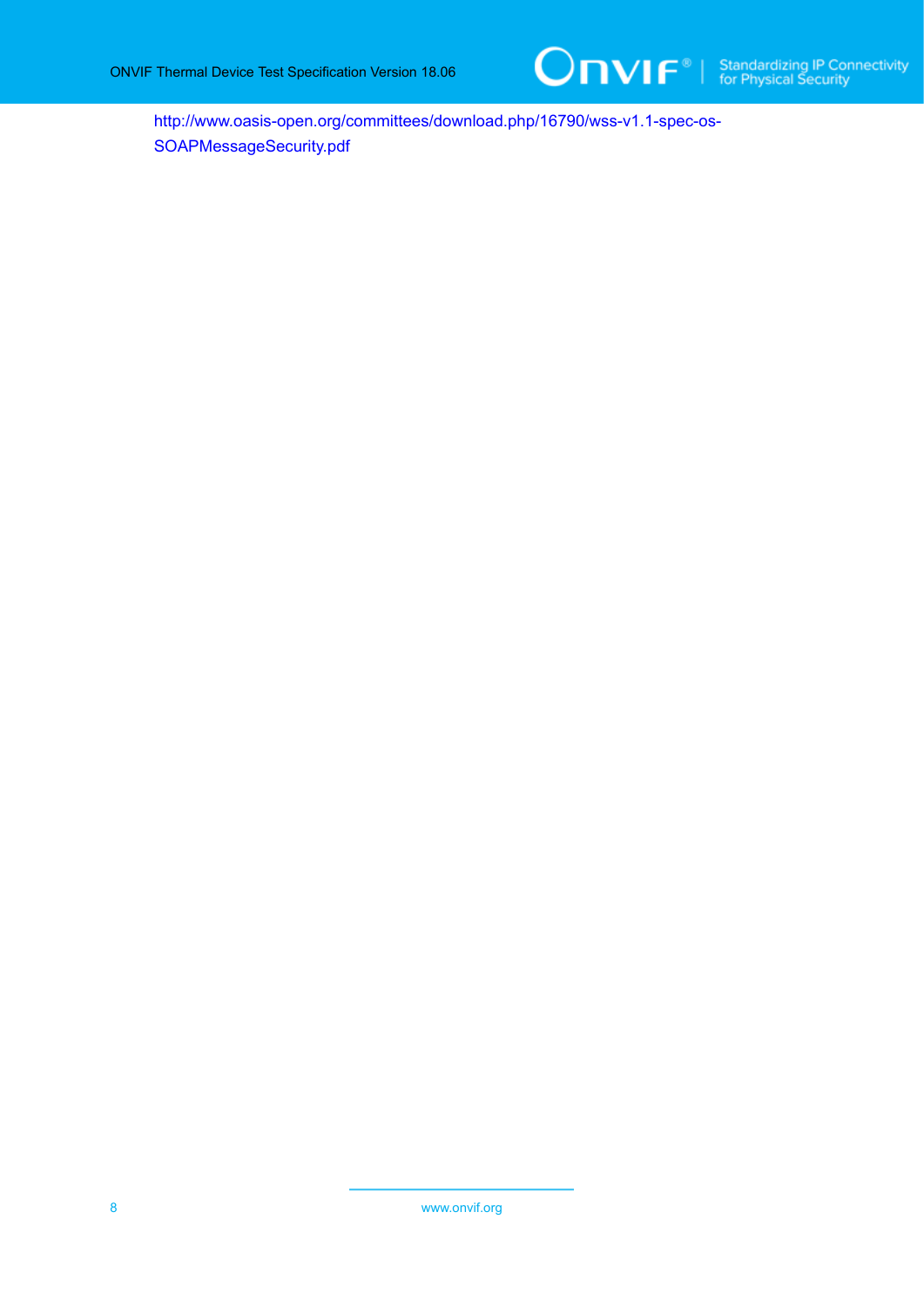http://www.oasis-open.org/committees/download.php/16790/wss-v1.1-spec-os-SOAPMessageSecurity.pdf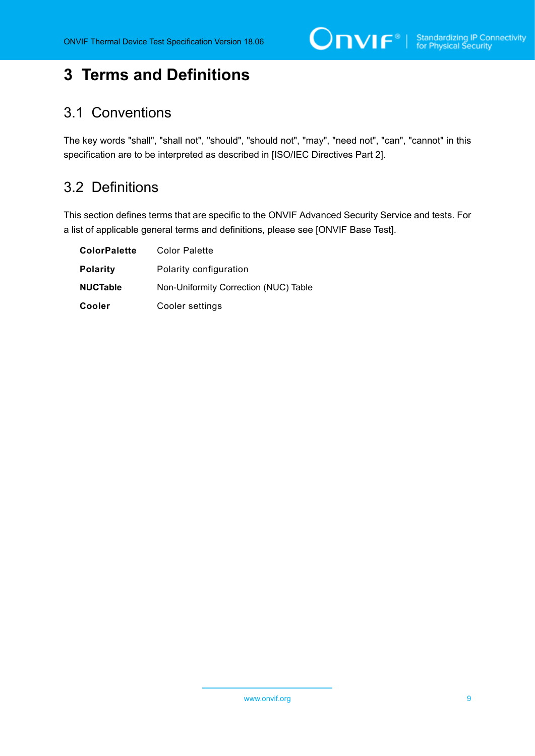# 3 Terms and Definitions

## 3.1 Conventions

The key words "shall", "shall not", "should", "should not", "may", "need not", "can", "cannot" in this specification are to be interpreted as described in [ISO/IEC Directives Part 2].

## 3.2 Definitions

This section defines terms that are specific to the ONVIF Advanced Security Service and tests. For a list of applicable general terms and definitions, please see [ONVIF Base Test].

| | |
|---|---|
| **ColorPalette** | Color Palette |
| **Polarity** | Polarity configuration |
| **NUCTable** | Non-Uniformity Correction (NUC) Table |
| **Cooler** | Cooler settings |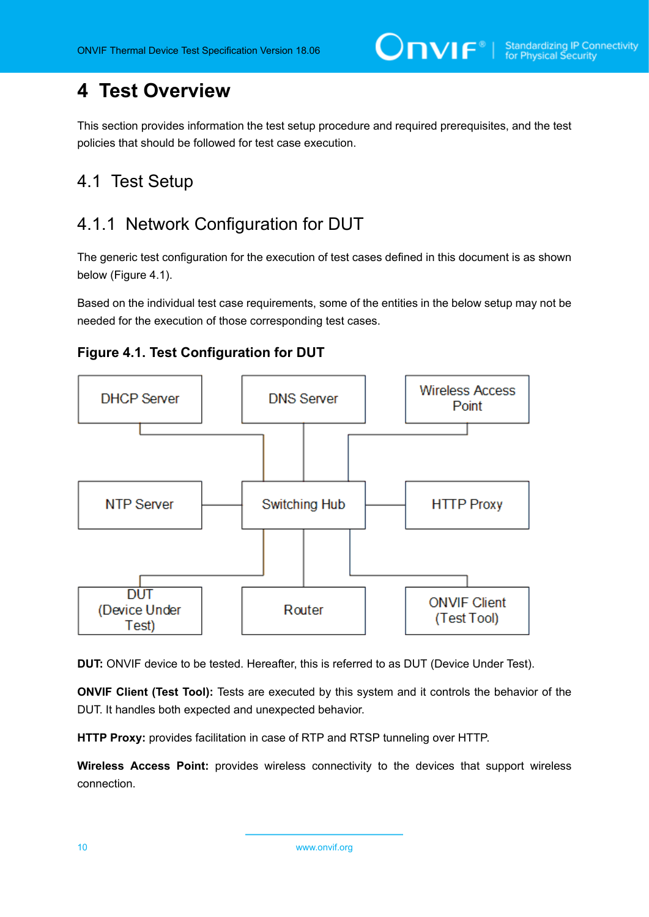# 4 Test Overview

This section provides information the test setup procedure and required prerequisites, and the test policies that should be followed for test case execution.

## 4.1 Test Setup

### 4.1.1 Network Configuration for DUT

The generic test configuration for the execution of test cases defined in this document is as shown below (Figure 4.1).

Based on the individual test case requirements, some of the entities in the below setup may not be needed for the execution of those corresponding test cases.

**Figure 4.1. Test Configuration for DUT**

DHCP Server | DNS Server | Wireless Access Point

NTP Server | Switching Hub | HTTP Proxy

DUT (Device Under Test) | Router | ONVIF Client (Test Tool)

**DUT:** ONVIF device to be tested. Hereafter, this is referred to as DUT (Device Under Test).

**ONVIF Client (Test Tool):** Tests are executed by this system and it controls the behavior of the DUT. It handles both expected and unexpected behavior.

**HTTP Proxy:** provides facilitation in case of RTP and RTSP tunneling over HTTP.

**Wireless Access Point:** provides wireless connectivity to the devices that support wireless connection.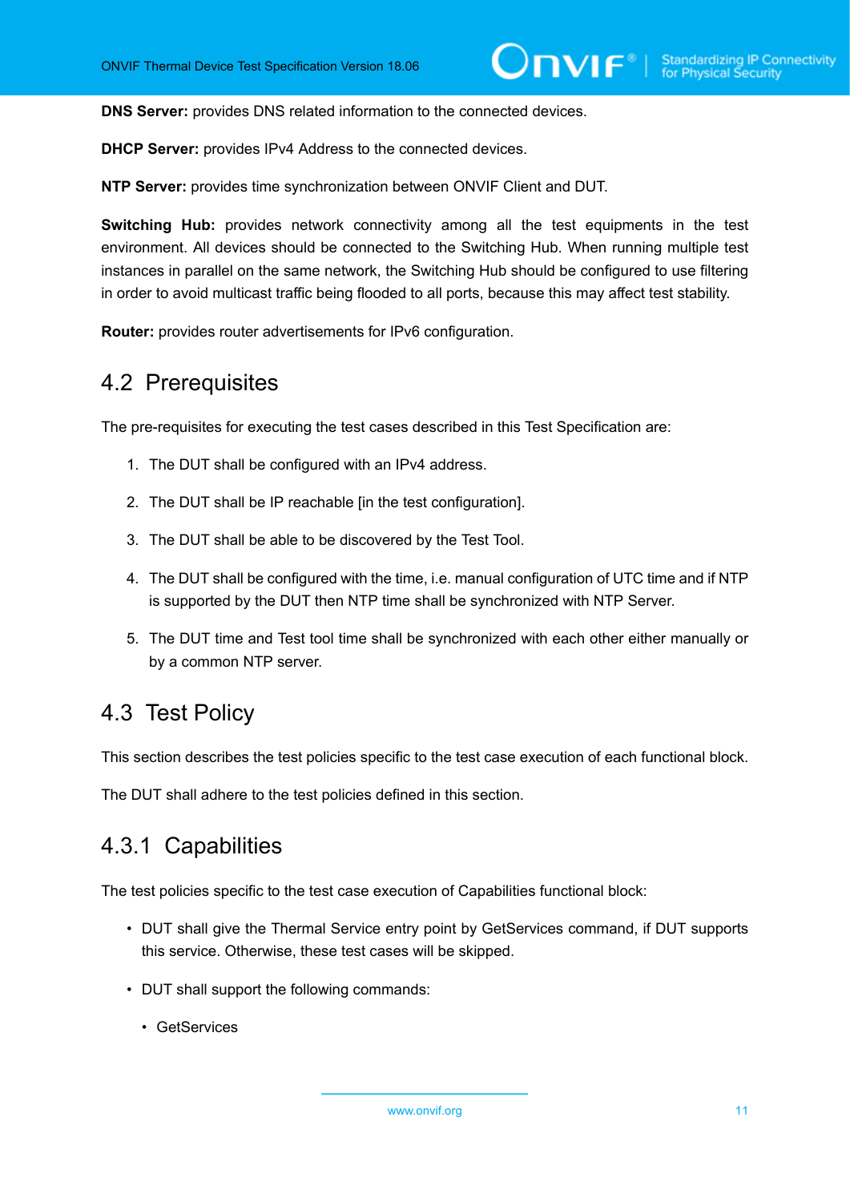**DNS Server:** provides DNS related information to the connected devices.

**DHCP Server:** provides IPv4 Address to the connected devices.

**NTP Server:** provides time synchronization between ONVIF Client and DUT.

**Switching Hub:** provides network connectivity among all the test equipments in the test environment. All devices should be connected to the Switching Hub. When running multiple test instances in parallel on the same network, the Switching Hub should be configured to use filtering in order to avoid multicast traffic being flooded to all ports, because this may affect test stability.

**Router:** provides router advertisements for IPv6 configuration.

## 4.2 Prerequisites

The pre-requisites for executing the test cases described in this Test Specification are:

1. The DUT shall be configured with an IPv4 address.
2. The DUT shall be IP reachable [in the test configuration].
3. The DUT shall be able to be discovered by the Test Tool.
4. The DUT shall be configured with the time, i.e. manual configuration of UTC time and if NTP is supported by the DUT then NTP time shall be synchronized with NTP Server.
5. The DUT time and Test tool time shall be synchronized with each other either manually or by a common NTP server.

## 4.3 Test Policy

This section describes the test policies specific to the test case execution of each functional block.

The DUT shall adhere to the test policies defined in this section.

### 4.3.1 Capabilities

The test policies specific to the test case execution of Capabilities functional block:

- DUT shall give the Thermal Service entry point by GetServices command, if DUT supports this service. Otherwise, these test cases will be skipped.
- DUT shall support the following commands:
  - GetServices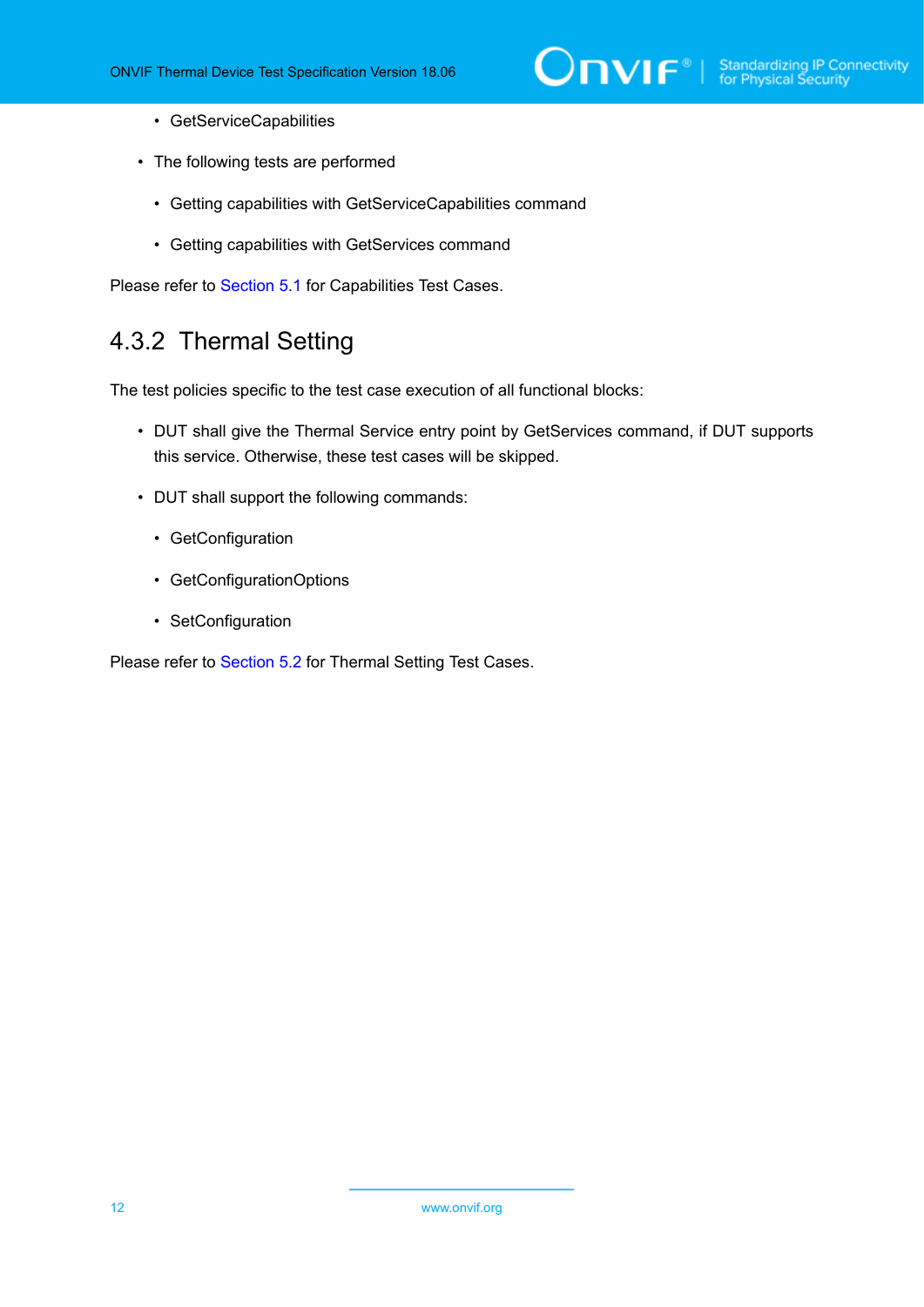- GetServiceCapabilities

- The following tests are performed

    - Getting capabilities with GetServiceCapabilities command

    - Getting capabilities with GetServices command

Please refer to Section 5.1 for Capabilities Test Cases.

### 4.3.2 Thermal Setting

The test policies specific to the test case execution of all functional blocks:

- DUT shall give the Thermal Service entry point by GetServices command, if DUT supports this service. Otherwise, these test cases will be skipped.

- DUT shall support the following commands:

    - GetConfiguration

    - GetConfigurationOptions

    - SetConfiguration

Please refer to Section 5.2 for Thermal Setting Test Cases.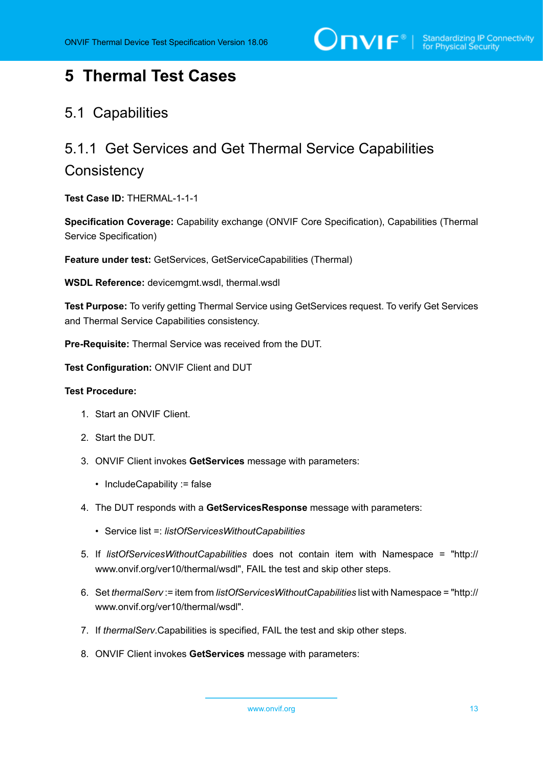# 5 Thermal Test Cases

## 5.1 Capabilities

### 5.1.1 Get Services and Get Thermal Service Capabilities Consistency

**Test Case ID:** THERMAL-1-1-1

**Specification Coverage:** Capability exchange (ONVIF Core Specification), Capabilities (Thermal Service Specification)

**Feature under test:** GetServices, GetServiceCapabilities (Thermal)

**WSDL Reference:** devicemgmt.wsdl, thermal.wsdl

**Test Purpose:** To verify getting Thermal Service using GetServices request. To verify Get Services and Thermal Service Capabilities consistency.

**Pre-Requisite:** Thermal Service was received from the DUT.

**Test Configuration:** ONVIF Client and DUT

**Test Procedure:**

1. Start an ONVIF Client.
2. Start the DUT.
3. ONVIF Client invokes **GetServices** message with parameters:
   - IncludeCapability := false
4. The DUT responds with a **GetServicesResponse** message with parameters:
   - Service list =: *listOfServicesWithoutCapabilities*
5. If *listOfServicesWithoutCapabilities* does not contain item with Namespace = "http://www.onvif.org/ver10/thermal/wsdl", FAIL the test and skip other steps.
6. Set *thermalServ* := item from *listOfServicesWithoutCapabilities* list with Namespace = "http://www.onvif.org/ver10/thermal/wsdl".
7. If *thermalServ*.Capabilities is specified, FAIL the test and skip other steps.
8. ONVIF Client invokes **GetServices** message with parameters: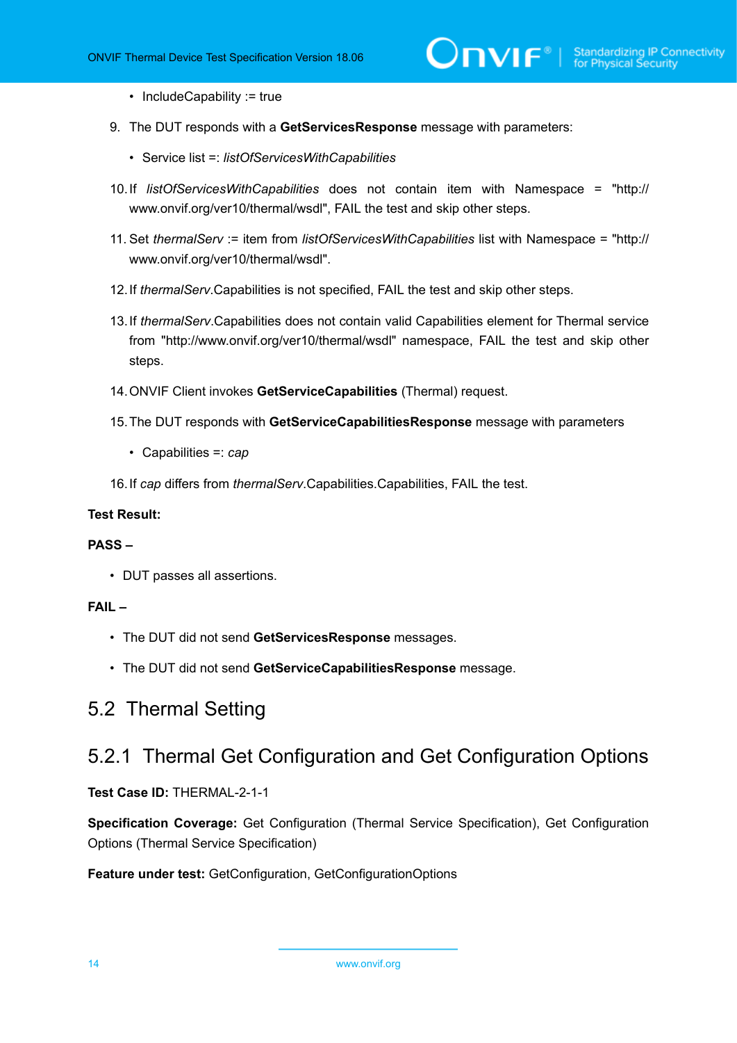- IncludeCapability := true

9. The DUT responds with a **GetServicesResponse** message with parameters:
   - Service list =: *listOfServicesWithCapabilities*
10. If *listOfServicesWithCapabilities* does not contain item with Namespace = "http://www.onvif.org/ver10/thermal/wsdl", FAIL the test and skip other steps.
11. Set *thermalServ* := item from *listOfServicesWithCapabilities* list with Namespace = "http://www.onvif.org/ver10/thermal/wsdl".
12. If *thermalServ*.Capabilities is not specified, FAIL the test and skip other steps.
13. If *thermalServ*.Capabilities does not contain valid Capabilities element for Thermal service from "http://www.onvif.org/ver10/thermal/wsdl" namespace, FAIL the test and skip other steps.
14. ONVIF Client invokes **GetServiceCapabilities** (Thermal) request.
15. The DUT responds with **GetServiceCapabilitiesResponse** message with parameters
    - Capabilities =: *cap*
16. If *cap* differs from *thermalServ*.Capabilities.Capabilities, FAIL the test.

**Test Result:**

**PASS –**

- DUT passes all assertions.

**FAIL –**

- The DUT did not send **GetServicesResponse** messages.
- The DUT did not send **GetServiceCapabilitiesResponse** message.

## 5.2 Thermal Setting

### 5.2.1 Thermal Get Configuration and Get Configuration Options

**Test Case ID:** THERMAL-2-1-1

**Specification Coverage:** Get Configuration (Thermal Service Specification), Get Configuration Options (Thermal Service Specification)

**Feature under test:** GetConfiguration, GetConfigurationOptions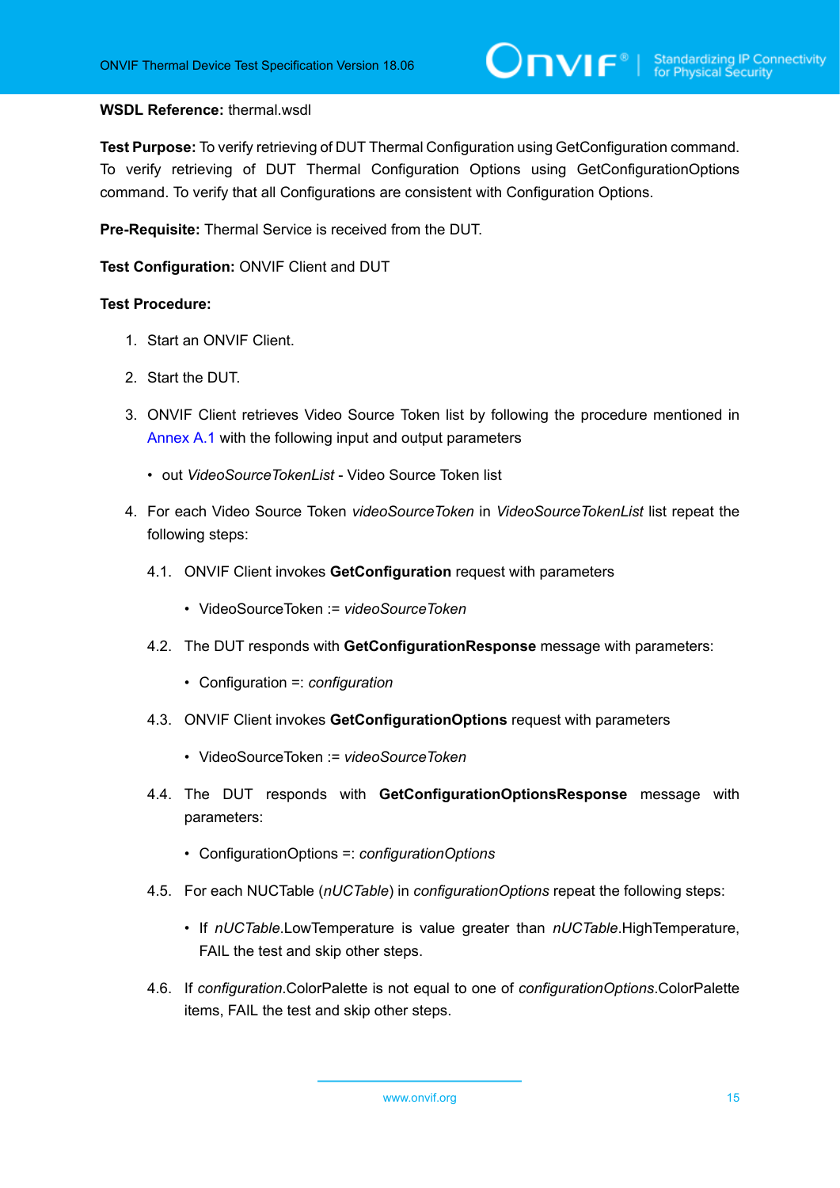**WSDL Reference:** thermal.wsdl

**Test Purpose:** To verify retrieving of DUT Thermal Configuration using GetConfiguration command. To verify retrieving of DUT Thermal Configuration Options using GetConfigurationOptions command. To verify that all Configurations are consistent with Configuration Options.

**Pre-Requisite:** Thermal Service is received from the DUT.

**Test Configuration:** ONVIF Client and DUT

**Test Procedure:**

1. Start an ONVIF Client.

2. Start the DUT.

3. ONVIF Client retrieves Video Source Token list by following the procedure mentioned in Annex A.1 with the following input and output parameters

   - out *VideoSourceTokenList* - Video Source Token list

4. For each Video Source Token *videoSourceToken* in *VideoSourceTokenList* list repeat the following steps:

   4.1. ONVIF Client invokes **GetConfiguration** request with parameters

   - VideoSourceToken := *videoSourceToken*

   4.2. The DUT responds with **GetConfigurationResponse** message with parameters:

   - Configuration =: *configuration*

   4.3. ONVIF Client invokes **GetConfigurationOptions** request with parameters

   - VideoSourceToken := *videoSourceToken*

   4.4. The DUT responds with **GetConfigurationOptionsResponse** message with parameters:

   - ConfigurationOptions =: *configurationOptions*

   4.5. For each NUCTable (*nUCTable*) in *configurationOptions* repeat the following steps:

   - If *nUCTable*.LowTemperature is value greater than *nUCTable*.HighTemperature, FAIL the test and skip other steps.

   4.6. If *configuration*.ColorPalette is not equal to one of *configurationOptions*.ColorPalette items, FAIL the test and skip other steps.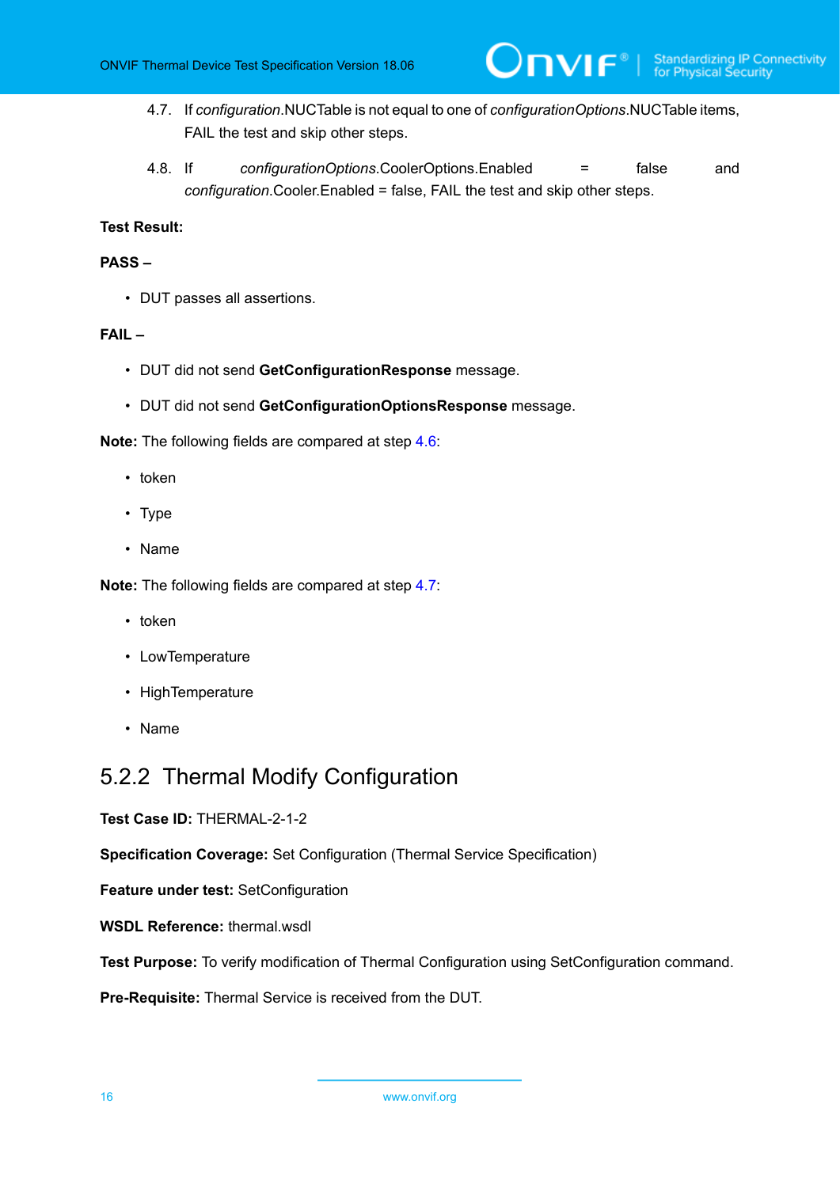4.7. If *configuration*.NUCTable is not equal to one of *configurationOptions*.NUCTable items, FAIL the test and skip other steps.

4.8. If *configurationOptions*.CoolerOptions.Enabled = false and *configuration*.Cooler.Enabled = false, FAIL the test and skip other steps.

**Test Result:**

**PASS –**

- DUT passes all assertions.

**FAIL –**

- DUT did not send **GetConfigurationResponse** message.
- DUT did not send **GetConfigurationOptionsResponse** message.

**Note:** The following fields are compared at step 4.6:

- token
- Type
- Name

**Note:** The following fields are compared at step 4.7:

- token
- LowTemperature
- HighTemperature
- Name

### 5.2.2 Thermal Modify Configuration

**Test Case ID:** THERMAL-2-1-2

**Specification Coverage:** Set Configuration (Thermal Service Specification)

**Feature under test:** SetConfiguration

**WSDL Reference:** thermal.wsdl

**Test Purpose:** To verify modification of Thermal Configuration using SetConfiguration command.

**Pre-Requisite:** Thermal Service is received from the DUT.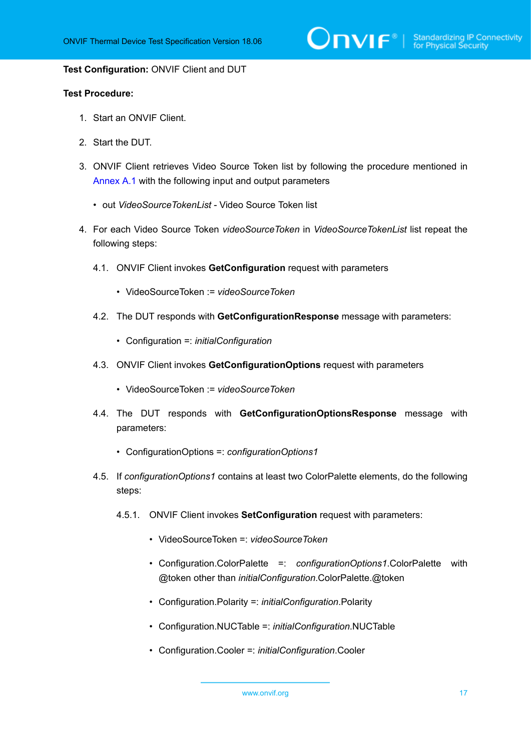**Test Configuration:** ONVIF Client and DUT

**Test Procedure:**

1. Start an ONVIF Client.
2. Start the DUT.
3. ONVIF Client retrieves Video Source Token list by following the procedure mentioned in Annex A.1 with the following input and output parameters
   - out *VideoSourceTokenList* - Video Source Token list
4. For each Video Source Token *videoSourceToken* in *VideoSourceTokenList* list repeat the following steps:

   4.1. ONVIF Client invokes **GetConfiguration** request with parameters

   - VideoSourceToken := *videoSourceToken*

   4.2. The DUT responds with **GetConfigurationResponse** message with parameters:

   - Configuration =: *initialConfiguration*

   4.3. ONVIF Client invokes **GetConfigurationOptions** request with parameters

   - VideoSourceToken := *videoSourceToken*

   4.4. The DUT responds with **GetConfigurationOptionsResponse** message with parameters:

   - ConfigurationOptions =: *configurationOptions1*

   4.5. If *configurationOptions1* contains at least two ColorPalette elements, do the following steps:

   4.5.1. ONVIF Client invokes **SetConfiguration** request with parameters:

   - VideoSourceToken =: *videoSourceToken*
   - Configuration.ColorPalette =: *configurationOptions1*.ColorPalette with @token other than *initialConfiguration*.ColorPalette.@token
   - Configuration.Polarity =: *initialConfiguration*.Polarity
   - Configuration.NUCTable =: *initialConfiguration*.NUCTable
   - Configuration.Cooler =: *initialConfiguration*.Cooler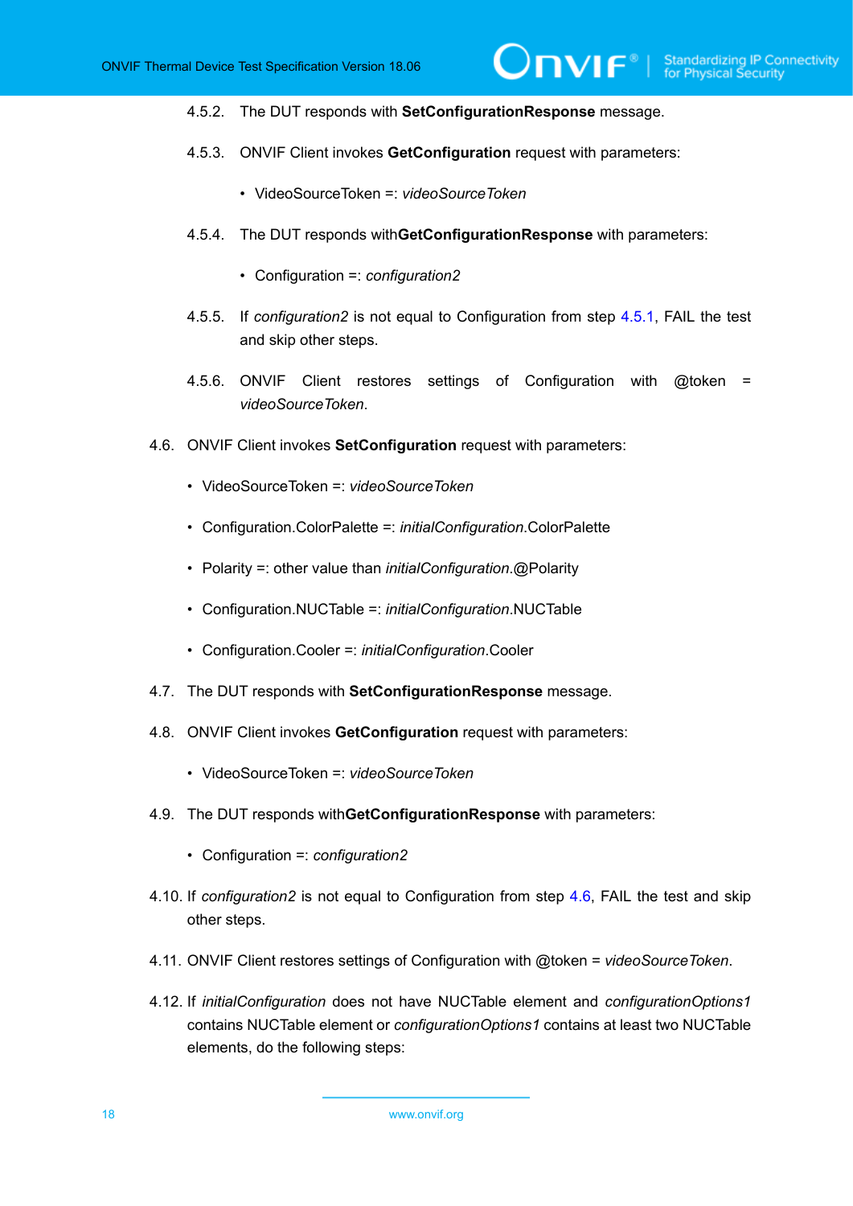4.5.2. The DUT responds with **SetConfigurationResponse** message.

4.5.3. ONVIF Client invokes **GetConfiguration** request with parameters:

- VideoSourceToken =: *videoSourceToken*

4.5.4. The DUT responds with**GetConfigurationResponse** with parameters:

- Configuration =: *configuration2*

4.5.5. If *configuration2* is not equal to Configuration from step 4.5.1, FAIL the test and skip other steps.

4.5.6. ONVIF Client restores settings of Configuration with @token = *videoSourceToken*.

4.6. ONVIF Client invokes **SetConfiguration** request with parameters:

- VideoSourceToken =: *videoSourceToken*
- Configuration.ColorPalette =: *initialConfiguration*.ColorPalette
- Polarity =: other value than *initialConfiguration*.@Polarity
- Configuration.NUCTable =: *initialConfiguration*.NUCTable
- Configuration.Cooler =: *initialConfiguration*.Cooler

4.7. The DUT responds with **SetConfigurationResponse** message.

4.8. ONVIF Client invokes **GetConfiguration** request with parameters:

- VideoSourceToken =: *videoSourceToken*

4.9. The DUT responds with**GetConfigurationResponse** with parameters:

- Configuration =: *configuration2*

4.10. If *configuration2* is not equal to Configuration from step 4.6, FAIL the test and skip other steps.

4.11. ONVIF Client restores settings of Configuration with @token = *videoSourceToken*.

4.12. If *initialConfiguration* does not have NUCTable element and *configurationOptions1* contains NUCTable element or *configurationOptions1* contains at least two NUCTable elements, do the following steps: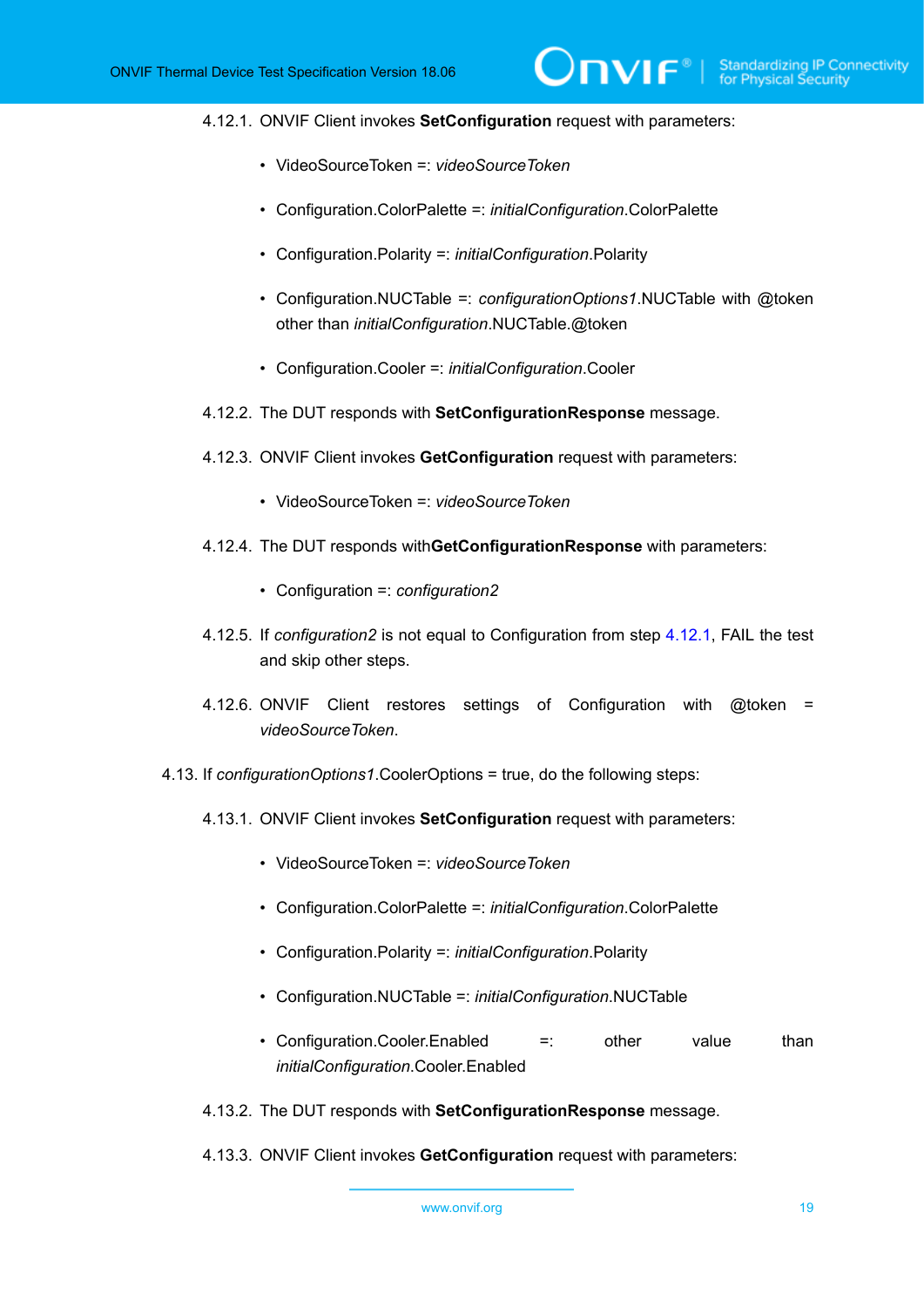4.12.1. ONVIF Client invokes **SetConfiguration** request with parameters:

- VideoSourceToken =: *videoSourceToken*
- Configuration.ColorPalette =: *initialConfiguration*.ColorPalette
- Configuration.Polarity =: *initialConfiguration*.Polarity
- Configuration.NUCTable =: *configurationOptions1*.NUCTable with @token other than *initialConfiguration*.NUCTable.@token
- Configuration.Cooler =: *initialConfiguration*.Cooler

4.12.2. The DUT responds with **SetConfigurationResponse** message.

4.12.3. ONVIF Client invokes **GetConfiguration** request with parameters:

- VideoSourceToken =: *videoSourceToken*

4.12.4. The DUT responds with**GetConfigurationResponse** with parameters:

- Configuration =: *configuration2*

4.12.5. If *configuration2* is not equal to Configuration from step 4.12.1, FAIL the test and skip other steps.

4.12.6. ONVIF Client restores settings of Configuration with @token = *videoSourceToken*.

4.13. If *configurationOptions1*.CoolerOptions = true, do the following steps:

4.13.1. ONVIF Client invokes **SetConfiguration** request with parameters:

- VideoSourceToken =: *videoSourceToken*
- Configuration.ColorPalette =: *initialConfiguration*.ColorPalette
- Configuration.Polarity =: *initialConfiguration*.Polarity
- Configuration.NUCTable =: *initialConfiguration*.NUCTable
- Configuration.Cooler.Enabled =: other value than *initialConfiguration*.Cooler.Enabled

4.13.2. The DUT responds with **SetConfigurationResponse** message.

4.13.3. ONVIF Client invokes **GetConfiguration** request with parameters: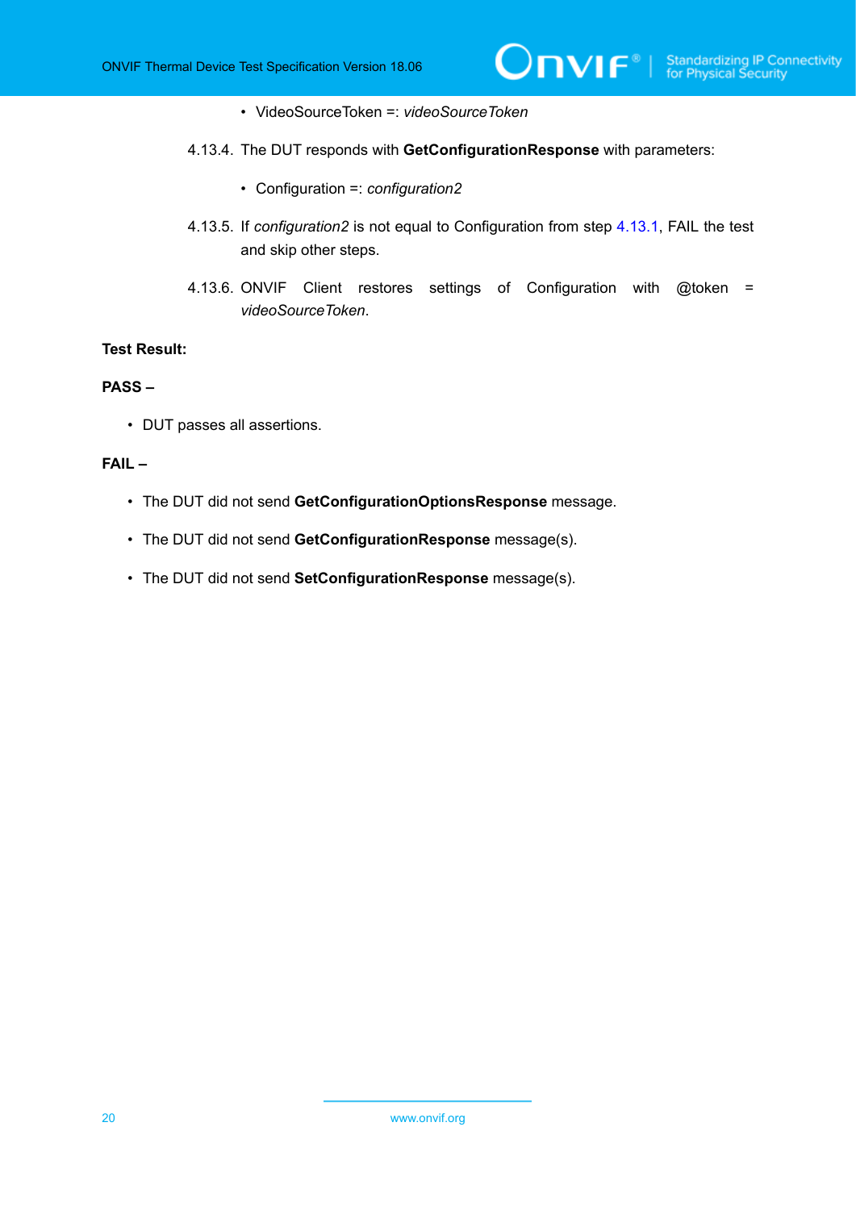- VideoSourceToken =: *videoSourceToken*

4.13.4. The DUT responds with **GetConfigurationResponse** with parameters:

- Configuration =: *configuration2*

4.13.5. If *configuration2* is not equal to Configuration from step 4.13.1, FAIL the test and skip other steps.

4.13.6. ONVIF Client restores settings of Configuration with @token = *videoSourceToken*.

**Test Result:**

**PASS –**

- DUT passes all assertions.

**FAIL –**

- The DUT did not send **GetConfigurationOptionsResponse** message.
- The DUT did not send **GetConfigurationResponse** message(s).
- The DUT did not send **SetConfigurationResponse** message(s).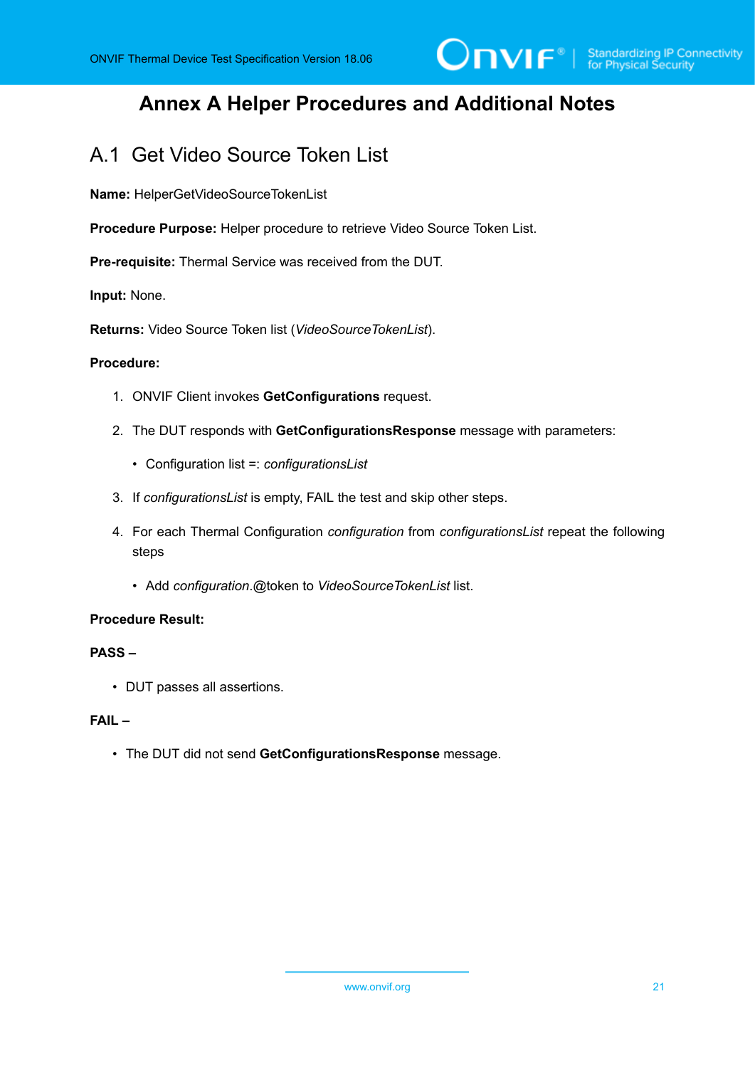# Annex A Helper Procedures and Additional Notes

## A.1 Get Video Source Token List

**Name:** HelperGetVideoSourceTokenList

**Procedure Purpose:** Helper procedure to retrieve Video Source Token List.

**Pre-requisite:** Thermal Service was received from the DUT.

**Input:** None.

**Returns:** Video Source Token list (*VideoSourceTokenList*).

**Procedure:**

1. ONVIF Client invokes **GetConfigurations** request.

2. The DUT responds with **GetConfigurationsResponse** message with parameters:

   - Configuration list =: *configurationsList*

3. If *configurationsList* is empty, FAIL the test and skip other steps.

4. For each Thermal Configuration *configuration* from *configurationsList* repeat the following steps

   - Add *configuration*.@token to *VideoSourceTokenList* list.

**Procedure Result:**

**PASS –**

- DUT passes all assertions.

**FAIL –**

- The DUT did not send **GetConfigurationsResponse** message.